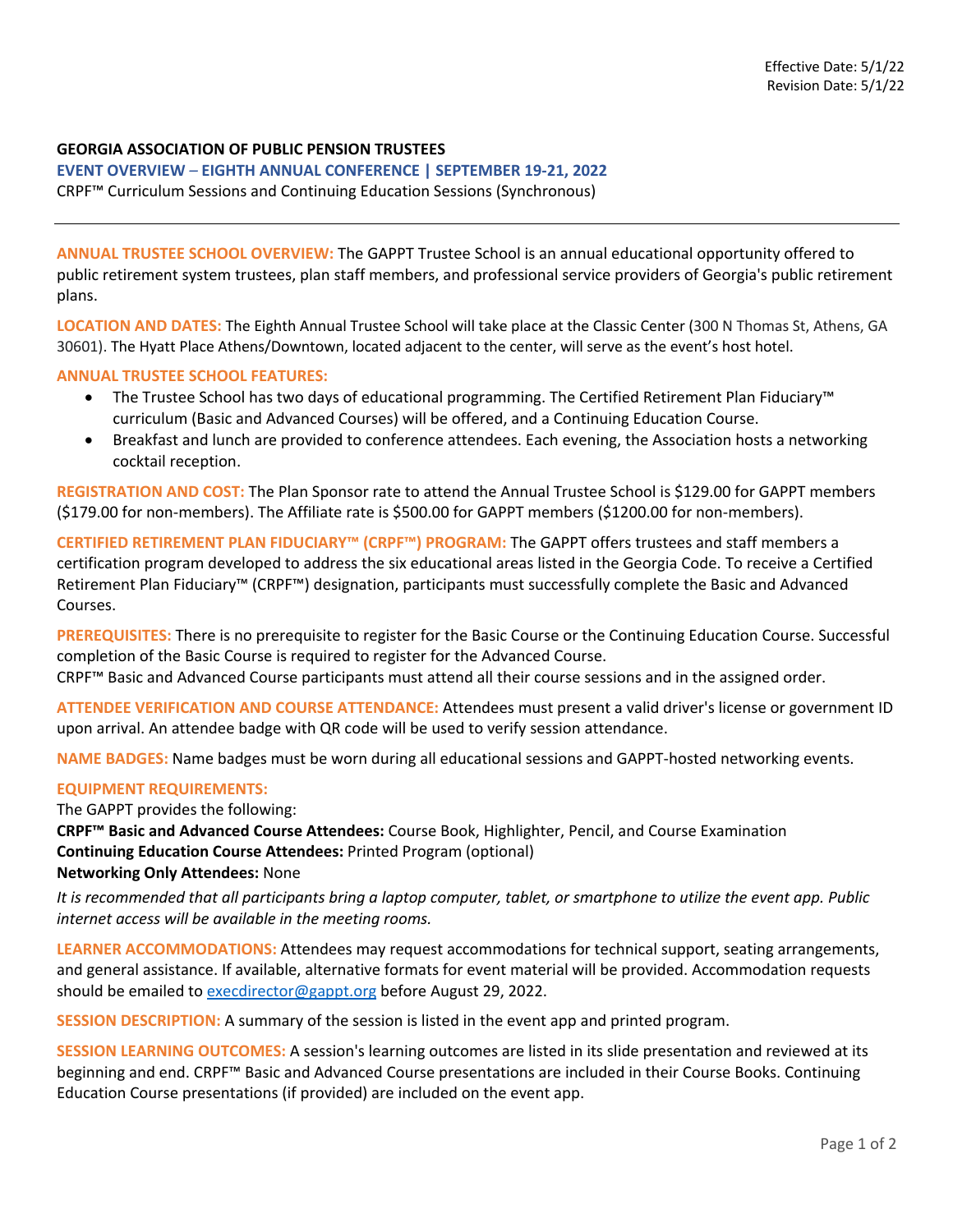Effective Date: 5/1/22
Revision Date: 5/1/22

**GEORGIA ASSOCIATION OF PUBLIC PENSION TRUSTEES**

**EVENT OVERVIEW – EIGHTH ANNUAL CONFERENCE | SEPTEMBER 19-21, 2022**

CRPF™ Curriculum Sessions and Continuing Education Sessions (Synchronous)

---

**ANNUAL TRUSTEE SCHOOL OVERVIEW:** The GAPPT Trustee School is an annual educational opportunity offered to public retirement system trustees, plan staff members, and professional service providers of Georgia's public retirement plans.

**LOCATION AND DATES:** The Eighth Annual Trustee School will take place at the Classic Center (300 N Thomas St, Athens, GA 30601). The Hyatt Place Athens/Downtown, located adjacent to the center, will serve as the event's host hotel.

**ANNUAL TRUSTEE SCHOOL FEATURES:**

- The Trustee School has two days of educational programming. The Certified Retirement Plan Fiduciary™ curriculum (Basic and Advanced Courses) will be offered, and a Continuing Education Course.
- Breakfast and lunch are provided to conference attendees. Each evening, the Association hosts a networking cocktail reception.

**REGISTRATION AND COST:** The Plan Sponsor rate to attend the Annual Trustee School is $129.00 for GAPPT members ($179.00 for non-members). The Affiliate rate is $500.00 for GAPPT members ($1200.00 for non-members).

**CERTIFIED RETIREMENT PLAN FIDUCIARY™ (CRPF™) PROGRAM:** The GAPPT offers trustees and staff members a certification program developed to address the six educational areas listed in the Georgia Code. To receive a Certified Retirement Plan Fiduciary™ (CRPF™) designation, participants must successfully complete the Basic and Advanced Courses.

**PREREQUISITES:** There is no prerequisite to register for the Basic Course or the Continuing Education Course. Successful completion of the Basic Course is required to register for the Advanced Course.
CRPF™ Basic and Advanced Course participants must attend all their course sessions and in the assigned order.

**ATTENDEE VERIFICATION AND COURSE ATTENDANCE:** Attendees must present a valid driver's license or government ID upon arrival. An attendee badge with QR code will be used to verify session attendance.

**NAME BADGES:** Name badges must be worn during all educational sessions and GAPPT-hosted networking events.

**EQUIPMENT REQUIREMENTS:**

The GAPPT provides the following:

**CRPF™ Basic and Advanced Course Attendees:** Course Book, Highlighter, Pencil, and Course Examination
**Continuing Education Course Attendees:** Printed Program (optional)
**Networking Only Attendees:** None

*It is recommended that all participants bring a laptop computer, tablet, or smartphone to utilize the event app. Public internet access will be available in the meeting rooms.*

**LEARNER ACCOMMODATIONS:** Attendees may request accommodations for technical support, seating arrangements, and general assistance. If available, alternative formats for event material will be provided. Accommodation requests should be emailed to execdirector@gappt.org before August 29, 2022.

**SESSION DESCRIPTION:** A summary of the session is listed in the event app and printed program.

**SESSION LEARNING OUTCOMES:** A session's learning outcomes are listed in its slide presentation and reviewed at its beginning and end. CRPF™ Basic and Advanced Course presentations are included in their Course Books. Continuing Education Course presentations (if provided) are included on the event app.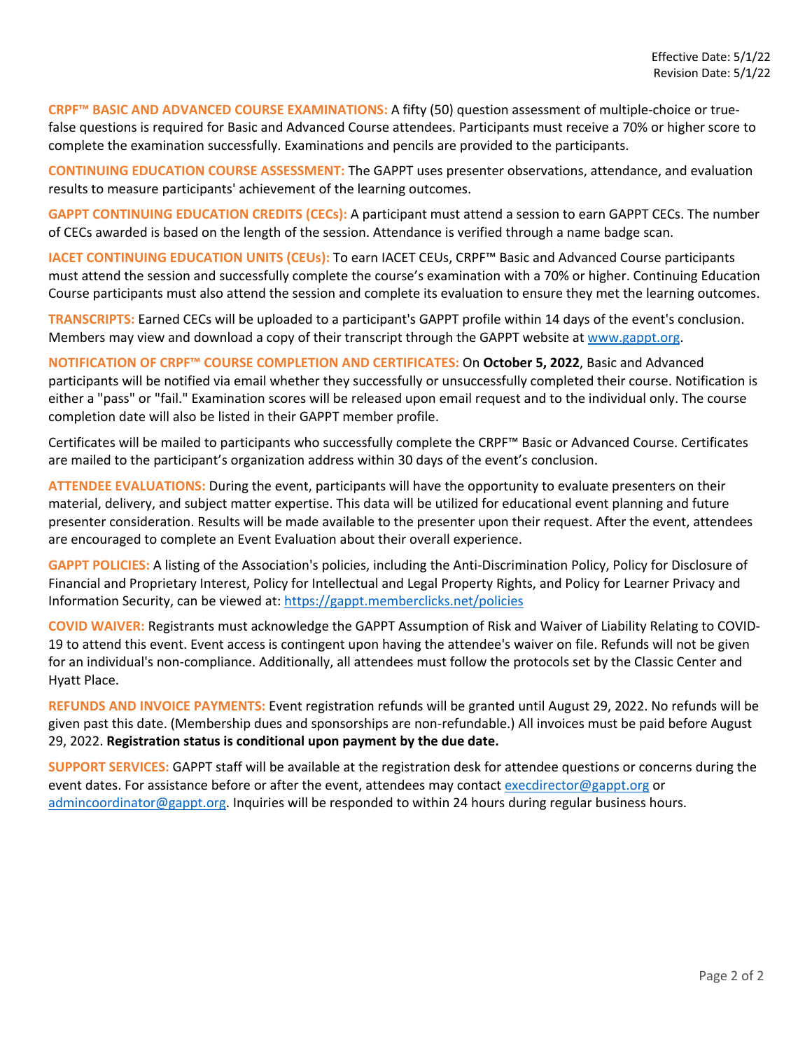Effective Date: 5/1/22
Revision Date: 5/1/22

**CRPF™ BASIC AND ADVANCED COURSE EXAMINATIONS:** A fifty (50) question assessment of multiple-choice or true-false questions is required for Basic and Advanced Course attendees. Participants must receive a 70% or higher score to complete the examination successfully. Examinations and pencils are provided to the participants.

**CONTINUING EDUCATION COURSE ASSESSMENT:** The GAPPT uses presenter observations, attendance, and evaluation results to measure participants' achievement of the learning outcomes.

**GAPPT CONTINUING EDUCATION CREDITS (CECs):** A participant must attend a session to earn GAPPT CECs. The number of CECs awarded is based on the length of the session. Attendance is verified through a name badge scan.

**IACET CONTINUING EDUCATION UNITS (CEUs):** To earn IACET CEUs, CRPF™ Basic and Advanced Course participants must attend the session and successfully complete the course's examination with a 70% or higher. Continuing Education Course participants must also attend the session and complete its evaluation to ensure they met the learning outcomes.

**TRANSCRIPTS:** Earned CECs will be uploaded to a participant's GAPPT profile within 14 days of the event's conclusion. Members may view and download a copy of their transcript through the GAPPT website at www.gappt.org.

**NOTIFICATION OF CRPF™ COURSE COMPLETION AND CERTIFICATES:** On **October 5, 2022**, Basic and Advanced participants will be notified via email whether they successfully or unsuccessfully completed their course. Notification is either a "pass" or "fail." Examination scores will be released upon email request and to the individual only. The course completion date will also be listed in their GAPPT member profile.

Certificates will be mailed to participants who successfully complete the CRPF™ Basic or Advanced Course. Certificates are mailed to the participant's organization address within 30 days of the event's conclusion.

**ATTENDEE EVALUATIONS:** During the event, participants will have the opportunity to evaluate presenters on their material, delivery, and subject matter expertise. This data will be utilized for educational event planning and future presenter consideration. Results will be made available to the presenter upon their request. After the event, attendees are encouraged to complete an Event Evaluation about their overall experience.

**GAPPT POLICIES:** A listing of the Association's policies, including the Anti-Discrimination Policy, Policy for Disclosure of Financial and Proprietary Interest, Policy for Intellectual and Legal Property Rights, and Policy for Learner Privacy and Information Security, can be viewed at: https://gappt.memberclicks.net/policies

**COVID WAIVER:** Registrants must acknowledge the GAPPT Assumption of Risk and Waiver of Liability Relating to COVID-19 to attend this event. Event access is contingent upon having the attendee's waiver on file. Refunds will not be given for an individual's non-compliance. Additionally, all attendees must follow the protocols set by the Classic Center and Hyatt Place.

**REFUNDS AND INVOICE PAYMENTS:** Event registration refunds will be granted until August 29, 2022. No refunds will be given past this date. (Membership dues and sponsorships are non-refundable.) All invoices must be paid before August 29, 2022. **Registration status is conditional upon payment by the due date.**

**SUPPORT SERVICES:** GAPPT staff will be available at the registration desk for attendee questions or concerns during the event dates. For assistance before or after the event, attendees may contact execdirector@gappt.org or admincoordinator@gappt.org. Inquiries will be responded to within 24 hours during regular business hours.